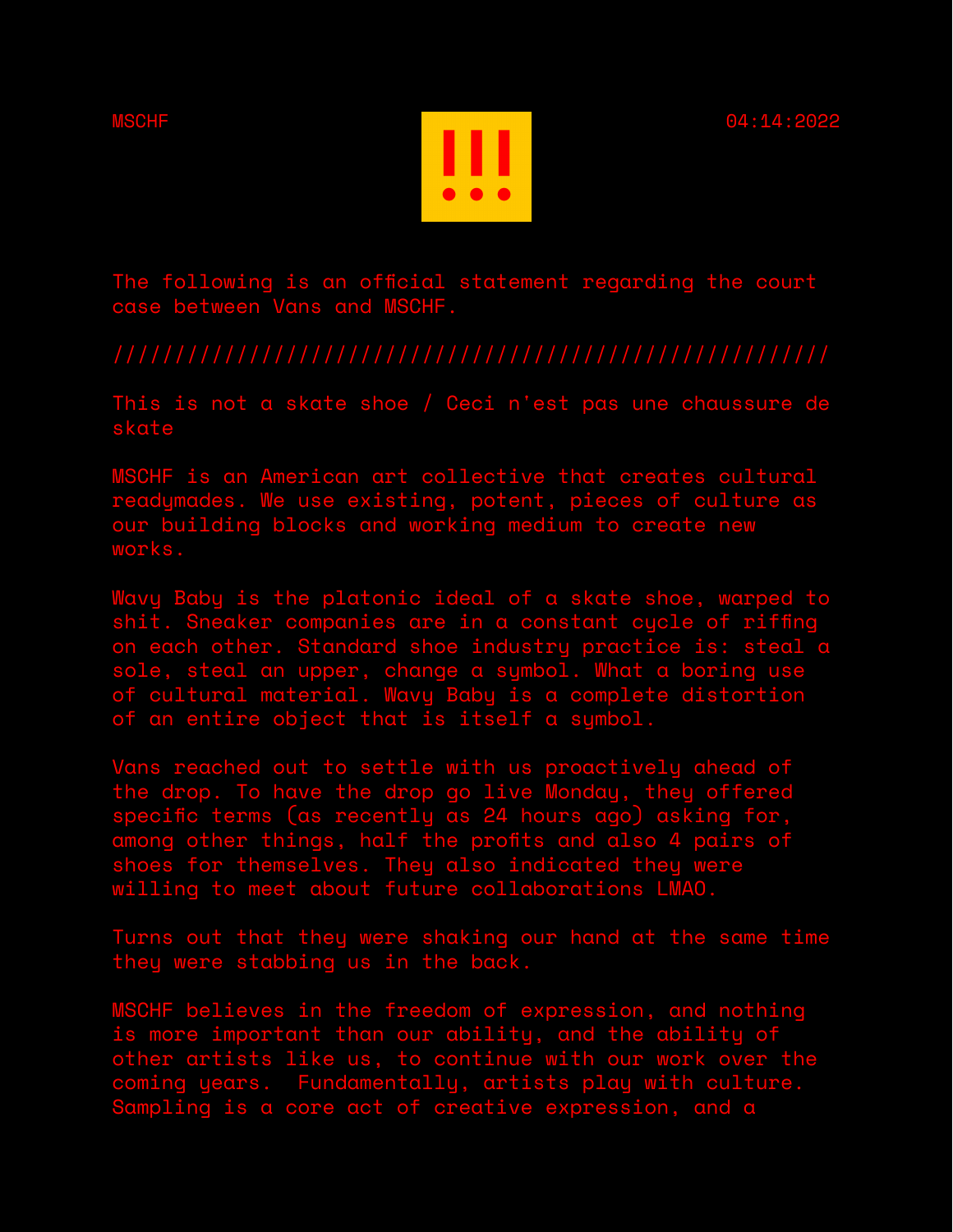MSCHF 04:14:2022

The following is an official statement regarding the court case between Vans and MSCHF.

//////////////////////////////////////////////////////////

This is not a skate shoe / Ceci n'est pas une chaussure de skate

MSCHF is an American art collective that creates cultural readymades. We use existing, potent, pieces of culture as our building blocks and working medium to create new works.

Wavy Baby is the platonic ideal of a skate shoe, warped to shit. Sneaker companies are in a constant cycle of riffing on each other. Standard shoe industry practice is: steal a sole, steal an upper, change a symbol. What a boring use of cultural material. Wavy Baby is a complete distortion of an entire object that is itself a symbol.

Vans reached out to settle with us proactively ahead of the drop. To have the drop go live Monday, they offered specific terms (as recently as 24 hours ago) asking for, among other things, half the profits and also 4 pairs of shoes for themselves. They also indicated they were willing to meet about future collaborations LMAO.

Turns out that they were shaking our hand at the same time they were stabbing us in the back.

MSCHF believes in the freedom of expression, and nothing is more important than our ability, and the ability of other artists like us, to continue with our work over the coming years. Fundamentally, artists play with culture. Sampling is a core act of creative expression, and a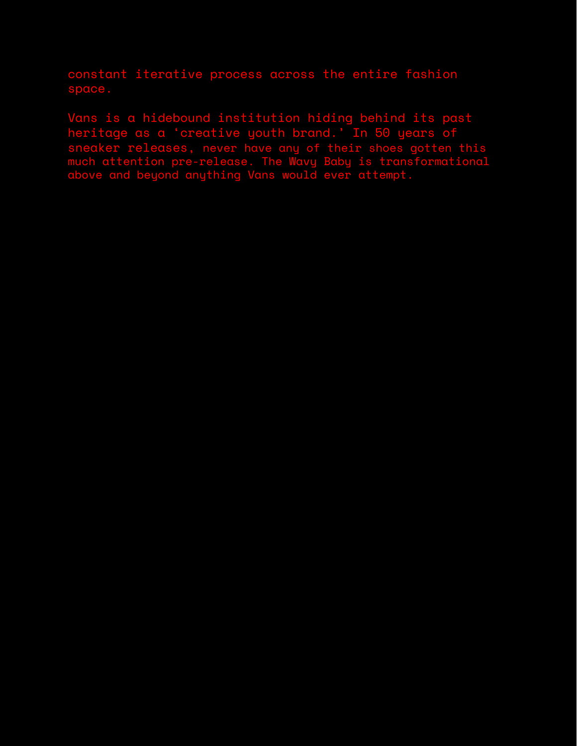constant iterative process across the entire fashion space.

Vans is a hidebound institution hiding behind its past heritage as a ‘creative youth brand.’ In 50 years of sneaker releases, never have any of their shoes gotten this much attention pre-release. The Wavy Baby is transformational above and beyond anything Vans would ever attempt.